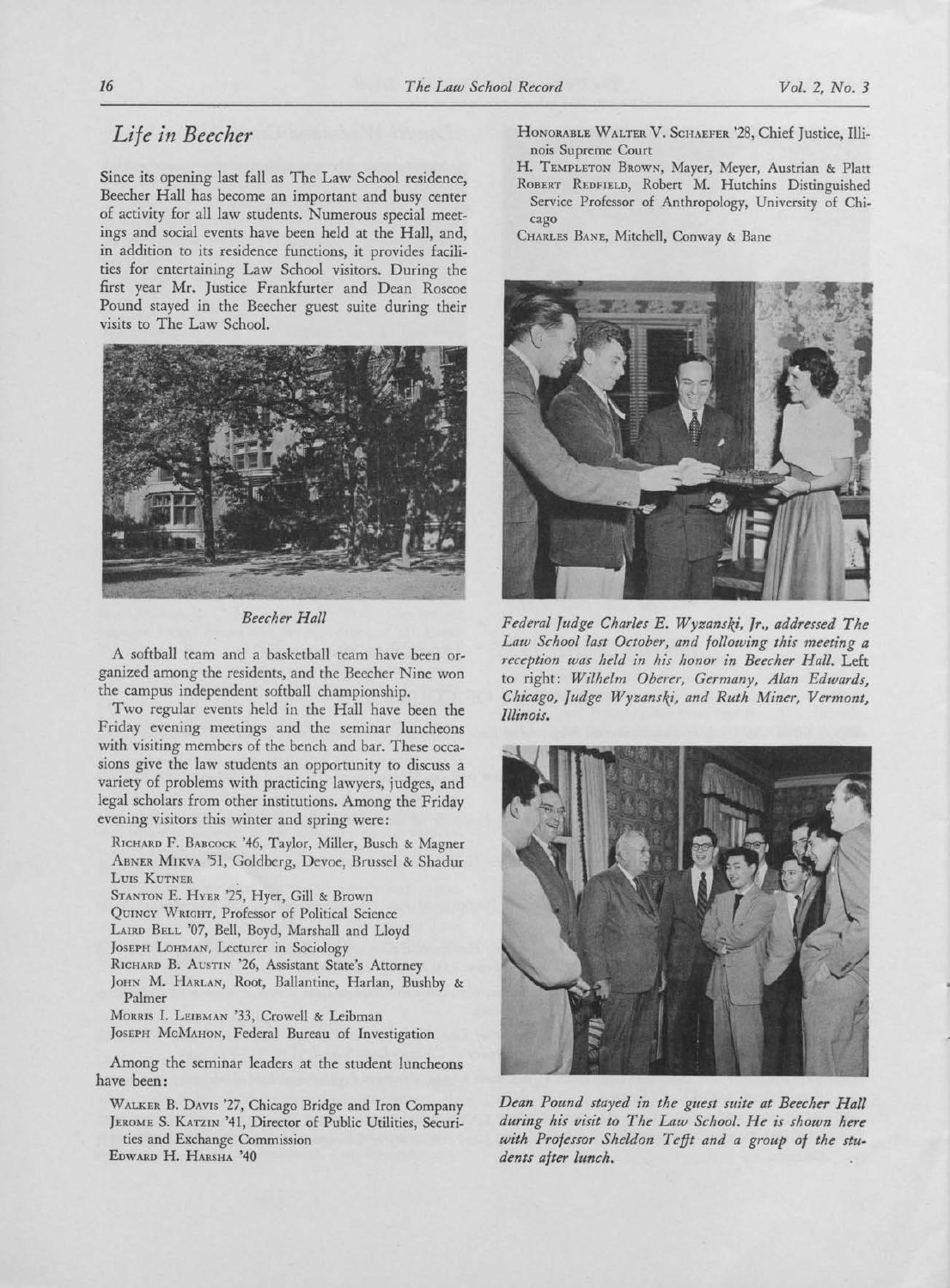## *Life in Beecher*

Since its opening last fall as The Law School residence, Beecher Hall has become an important and busy center of activity for all law students. Numerous special meetings and social events have been held at the Hall, and, in addition to its residence functions, it provides facilities for entertaining Law School visitors. During the first year Mr. Justice Frankfurter and Dean Roscoe Pound stayed in the Beecher guest suite during their visits to The Law School.

*Beecher Hall*

A softball team and a basketball team have been organized among the residents, and the Beecher Nine won the campus independent softball championship.

Two regular events held in the Hall have been the Friday evening meetings and the seminar luncheons with visiting members of the bench and bar. These occasions give the law students an opportunity to discuss a variety of problems with practicing lawyers, judges, and legal scholars from other institutions. Among the Friday evening visitors this winter and spring were:

RICHARD F. BABCOCK '46, Taylor, Miller, Busch & Magner
ABNER MIKVA '51, Goldberg, Devoe, Brussel & Shadur
LUIS KUTNER
STANTON E. HYER '25, Hyer, Gill & Brown
QUINCY WRIGHT, Professor of Political Science
LAIRD BELL '07, Bell, Boyd, Marshall and Lloyd
JOSEPH LOHMAN, Lecturer in Sociology
RICHARD B. AUSTIN '26, Assistant State's Attorney
JOHN M. HARLAN, Root, Ballantine, Harlan, Bushby & Palmer
MORRIS I. LEIBMAN '33, Crowell & Leibman
JOSEPH MCMAHON, Federal Bureau of Investigation

Among the seminar leaders at the student luncheons have been:

WALKER B. DAVIS '27, Chicago Bridge and Iron Company
JEROME S. KATZIN '41, Director of Public Utilities, Securities and Exchange Commission
EDWARD H. HARSHA '40
HONORABLE WALTER V. SCHAEFER '28, Chief Justice, Illinois Supreme Court
H. TEMPLETON BROWN, Mayer, Meyer, Austrian & Platt
ROBERT REDFIELD, Robert M. Hutchins Distinguished Service Professor of Anthropology, University of Chicago
CHARLES BANE, Mitchell, Conway & Bane

*Federal Judge Charles E. Wyzanski, Jr., addressed The Law School last October, and following this meeting a reception was held in his honor in Beecher Hall.* Left to right: *Wilhelm Oberer, Germany, Alan Edwards, Chicago, Judge Wyzanski, and Ruth Miner, Vermont, Illinois.*

*Dean Pound stayed in the guest suite at Beecher Hall during his visit to The Law School. He is shown here with Professor Sheldon Tefft and a group of the students after lunch.*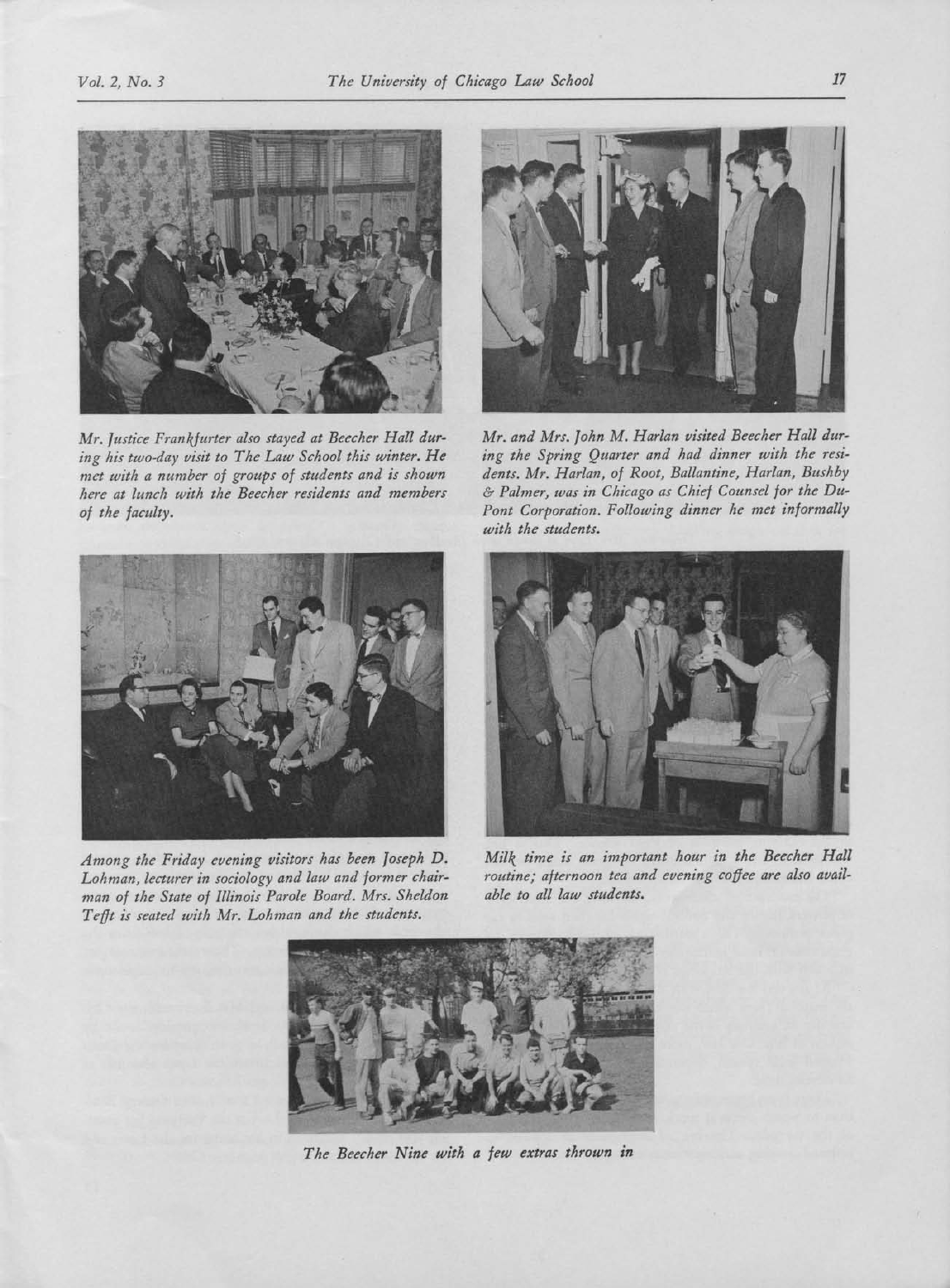Mr. Justice Frankfurter also stayed at Beecher Hall during his two-day visit to The Law School this winter. He met with a number of groups of students and is shown here at lunch with the Beecher residents and members of the faculty.

Mr. and Mrs. John M. Harlan visited Beecher Hall during the Spring Quarter and had dinner with the residents. Mr. Harlan, of Root, Ballantine, Harlan, Bushby & Palmer, was in Chicago as Chief Counsel for the DuPont Corporation. Following dinner he met informally with the students.

Among the Friday evening visitors has been Joseph D. Lohman, lecturer in sociology and law and former chairman of the State of Illinois Parole Board. Mrs. Sheldon Tefft is seated with Mr. Lohman and the students.

Milk time is an important hour in the Beecher Hall routine; afternoon tea and evening coffee are also available to all law students.

The Beecher Nine with a few extras thrown in